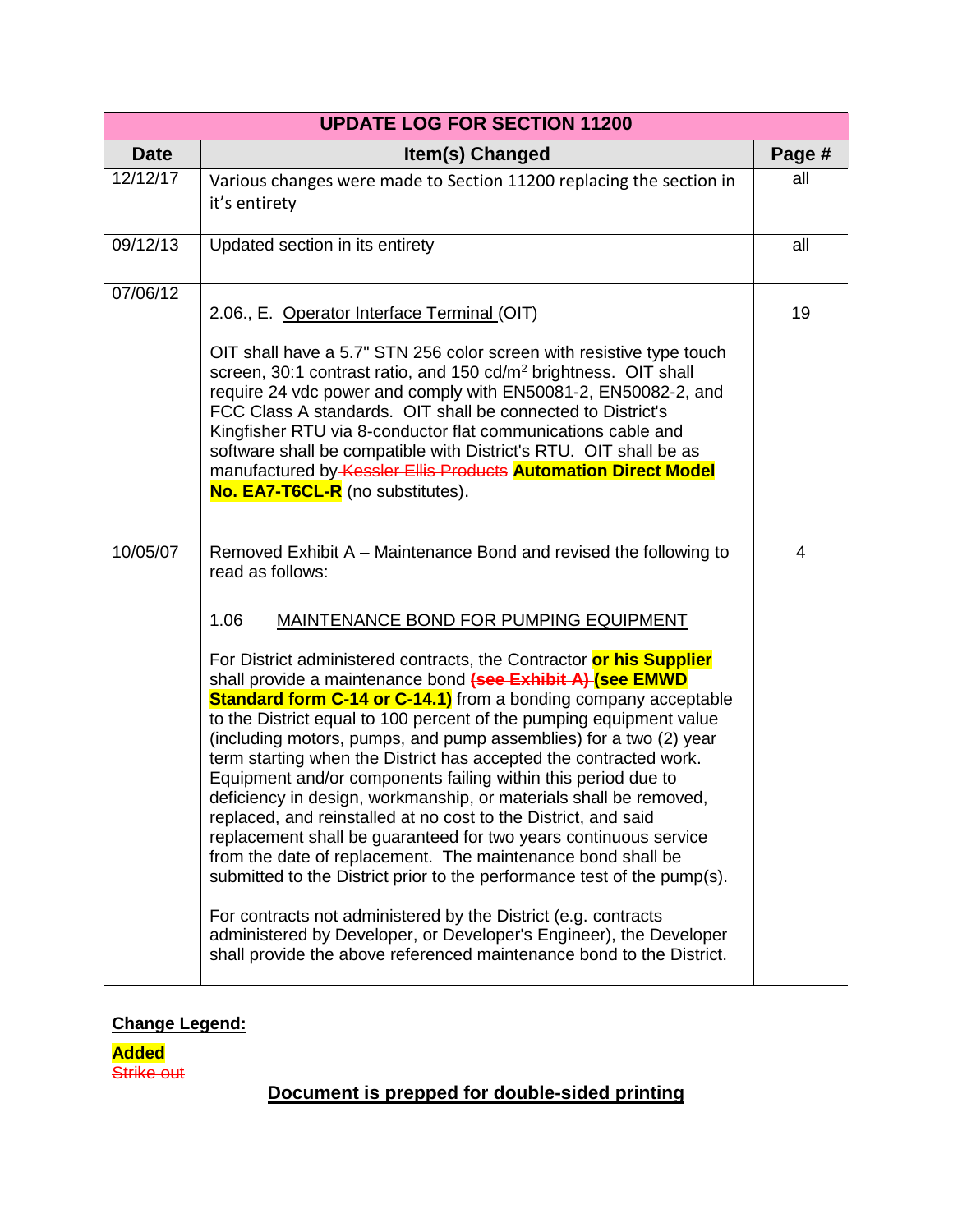| UPDATE LOG FOR SECTION 11200 | | |
|---|---|---|
| **Date** | **Item(s) Changed** | **Page #** |
| 12/12/17 | Various changes were made to Section 11200 replacing the section in it's entirety | all |
| 09/12/13 | Updated section in its entirety | all |
| 07/06/12 | 2.06., E. <u>Operator Interface Terminal</u> (OIT)<br><br>OIT shall have a 5.7" STN 256 color screen with resistive type touch screen, 30:1 contrast ratio, and 150 cd/m² brightness. OIT shall require 24 vdc power and comply with EN50081-2, EN50082-2, and FCC Class A standards. OIT shall be connected to District's Kingfisher RTU via 8-conductor flat communications cable and software shall be compatible with District's RTU. OIT shall be as manufactured by ~~Kessler Ellis Products~~ **Automation Direct Model No. EA7-T6CL-R** (no substitutes). | 19 |
| 10/05/07 | Removed Exhibit A – Maintenance Bond and revised the following to read as follows:<br><br>1.06 <u>MAINTENANCE BOND FOR PUMPING EQUIPMENT</u><br><br>For District administered contracts, the Contractor **or his Supplier** shall provide a maintenance bond ~~**(see Exhibit A)**~~ **(see EMWD Standard form C-14 or C-14.1)** from a bonding company acceptable to the District equal to 100 percent of the pumping equipment value (including motors, pumps, and pump assemblies) for a two (2) year term starting when the District has accepted the contracted work. Equipment and/or components failing within this period due to deficiency in design, workmanship, or materials shall be removed, replaced, and reinstalled at no cost to the District, and said replacement shall be guaranteed for two years continuous service from the date of replacement. The maintenance bond shall be submitted to the District prior to the performance test of the pump(s).<br><br>For contracts not administered by the District (e.g. contracts administered by Developer, or Developer's Engineer), the Developer shall provide the above referenced maintenance bond to the District. | 4 |

**<u>Change Legend:</u>**

**Added**
~~Strike out~~

**<u>Document is prepped for double-sided printing</u>**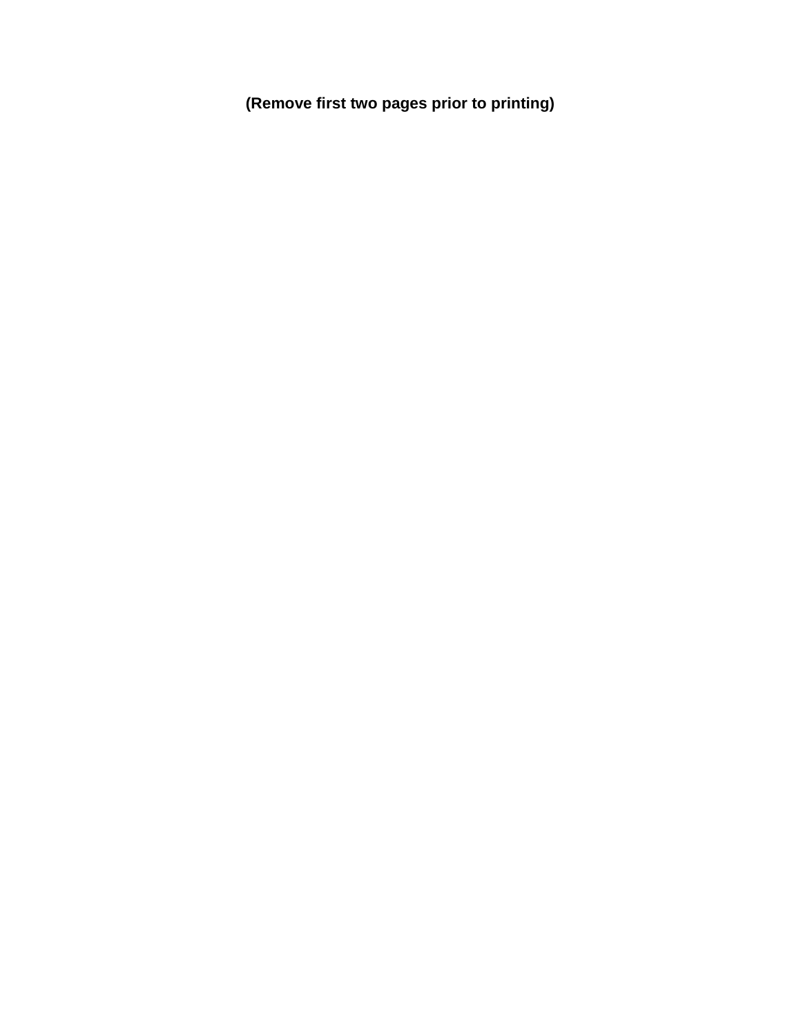**(Remove first two pages prior to printing)**